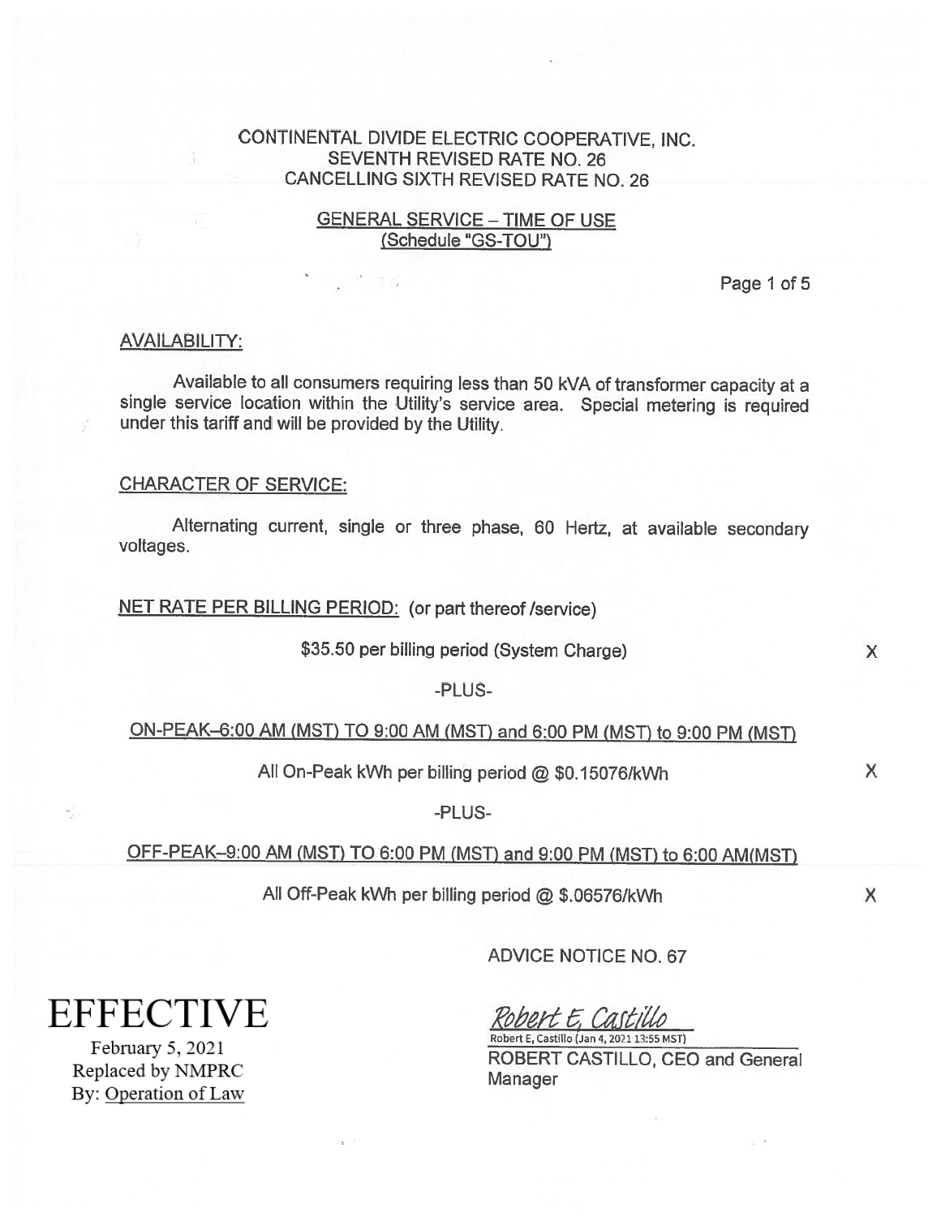CONTINENTAL DIVIDE ELECTRIC COOPERATIVE, INC.
SEVENTH REVISED RATE NO. 26
CANCELLING SIXTH REVISED RATE NO. 26

GENERAL SERVICE – TIME OF USE
(Schedule "GS-TOU")

AVAILABILITY:

Available to all consumers requiring less than 50 kVA of transformer capacity at a single service location within the Utility's service area. Special metering is required under this tariff and will be provided by the Utility.

CHARACTER OF SERVICE:

Alternating current, single or three phase, 60 Hertz, at available secondary voltages.

NET RATE PER BILLING PERIOD: (or part thereof /service)

$35.50 per billing period (System Charge) X

-PLUS-

ON-PEAK–6:00 AM (MST) TO 9:00 AM (MST) and 6:00 PM (MST) to 9:00 PM (MST)

All On-Peak kWh per billing period @ $0.15076/kWh X

-PLUS-

OFF-PEAK–9:00 AM (MST) TO 6:00 PM (MST) and 9:00 PM (MST) to 6:00 AM(MST)

All Off-Peak kWh per billing period @ $.06576/kWh X

ADVICE NOTICE NO. 67

EFFECTIVE
February 5, 2021
Replaced by NMPRC
By: Operation of Law

Robert E, Castillo
Robert E, Castillo (Jan 4, 2021 13:55 MST)
ROBERT CASTILLO, CEO and General Manager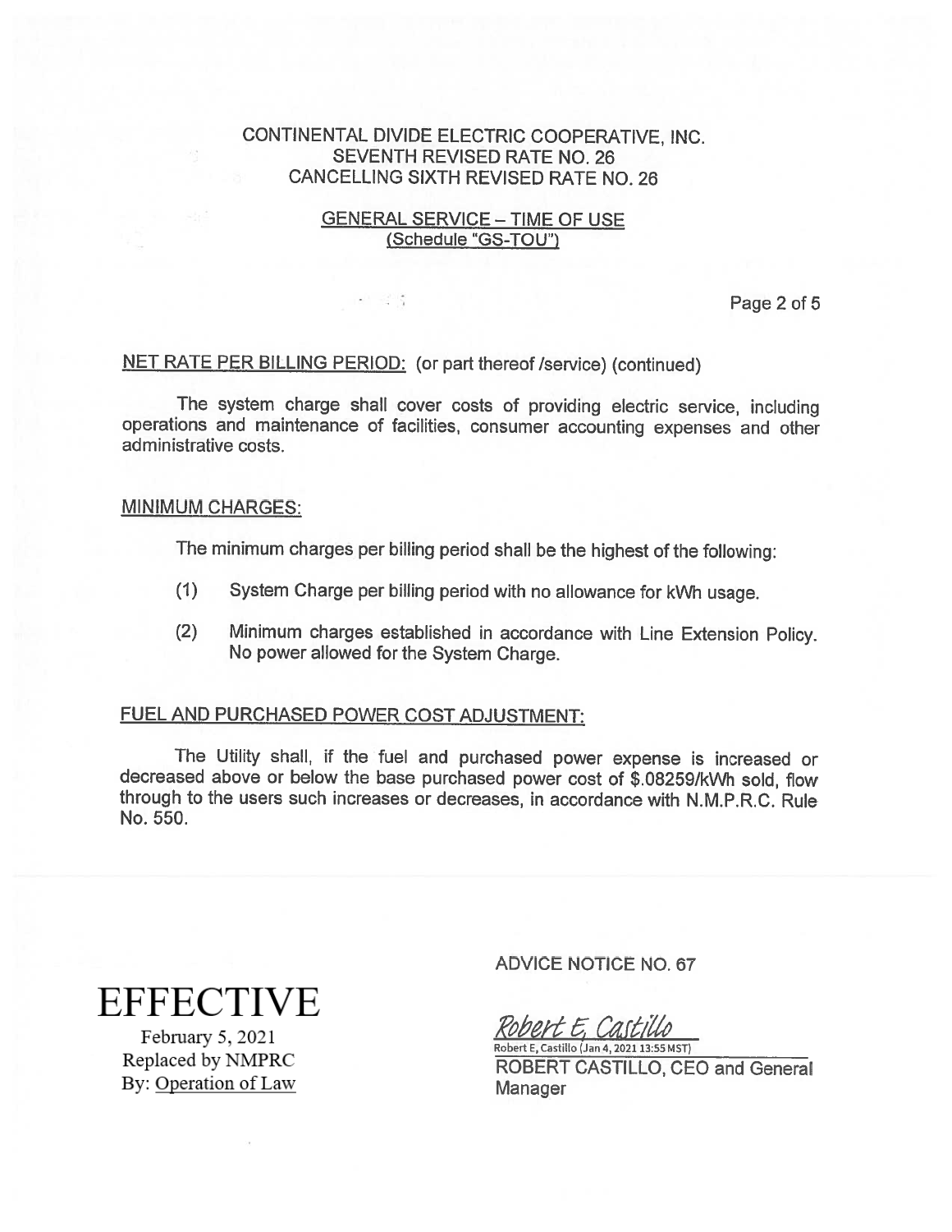CONTINENTAL DIVIDE ELECTRIC COOPERATIVE, INC.
SEVENTH REVISED RATE NO. 26
CANCELLING SIXTH REVISED RATE NO. 26

GENERAL SERVICE – TIME OF USE
(Schedule "GS-TOU")

NET RATE PER BILLING PERIOD: (or part thereof /service) (continued)

The system charge shall cover costs of providing electric service, including operations and maintenance of facilities, consumer accounting expenses and other administrative costs.

MINIMUM CHARGES:

The minimum charges per billing period shall be the highest of the following:

(1) System Charge per billing period with no allowance for kWh usage.

(2) Minimum charges established in accordance with Line Extension Policy. No power allowed for the System Charge.

FUEL AND PURCHASED POWER COST ADJUSTMENT:

The Utility shall, if the fuel and purchased power expense is increased or decreased above or below the base purchased power cost of $.08259/kWh sold, flow through to the users such increases or decreases, in accordance with N.M.P.R.C. Rule No. 550.

EFFECTIVE
February 5, 2021
Replaced by NMPRC
By: Operation of Law

ADVICE NOTICE NO. 67

Robert E. Castillo
Robert E, Castillo (Jan 4, 2021 13:55 MST)
ROBERT CASTILLO, CEO and General Manager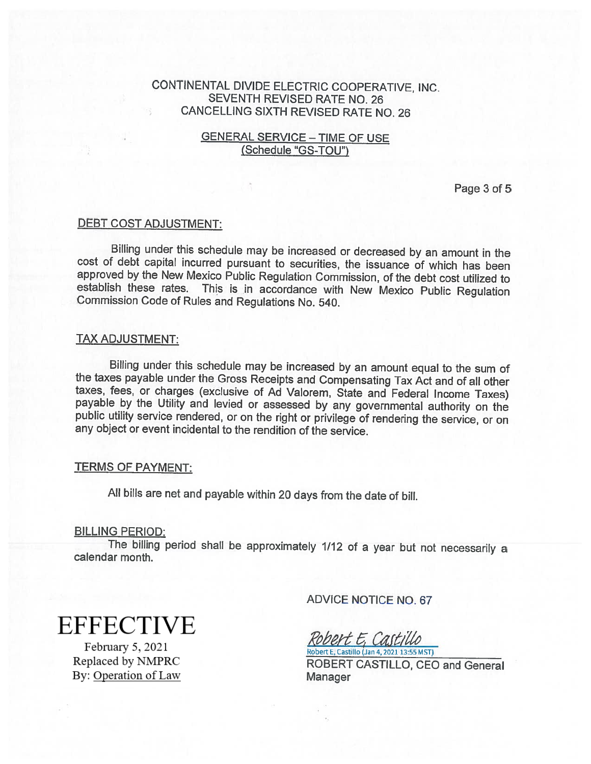CONTINENTAL DIVIDE ELECTRIC COOPERATIVE, INC.
SEVENTH REVISED RATE NO. 26
CANCELLING SIXTH REVISED RATE NO. 26

GENERAL SERVICE – TIME OF USE
(Schedule "GS-TOU")

## DEBT COST ADJUSTMENT:

Billing under this schedule may be increased or decreased by an amount in the cost of debt capital incurred pursuant to securities, the issuance of which has been approved by the New Mexico Public Regulation Commission, of the debt cost utilized to establish these rates. This is in accordance with New Mexico Public Regulation Commission Code of Rules and Regulations No. 540.

## TAX ADJUSTMENT:

Billing under this schedule may be increased by an amount equal to the sum of the taxes payable under the Gross Receipts and Compensating Tax Act and of all other taxes, fees, or charges (exclusive of Ad Valorem, State and Federal Income Taxes) payable by the Utility and levied or assessed by any governmental authority on the public utility service rendered, or on the right or privilege of rendering the service, or on any object or event incidental to the rendition of the service.

## TERMS OF PAYMENT:

All bills are net and payable within 20 days from the date of bill.

## BILLING PERIOD:

The billing period shall be approximately 1/12 of a year but not necessarily a calendar month.

**EFFECTIVE**
February 5, 2021
Replaced by NMPRC
By: Operation of Law

ADVICE NOTICE NO. 67

Robert E. Castillo
Robert E. Castillo (Jan 4, 2021 13:55 MST)
ROBERT CASTILLO, CEO and General Manager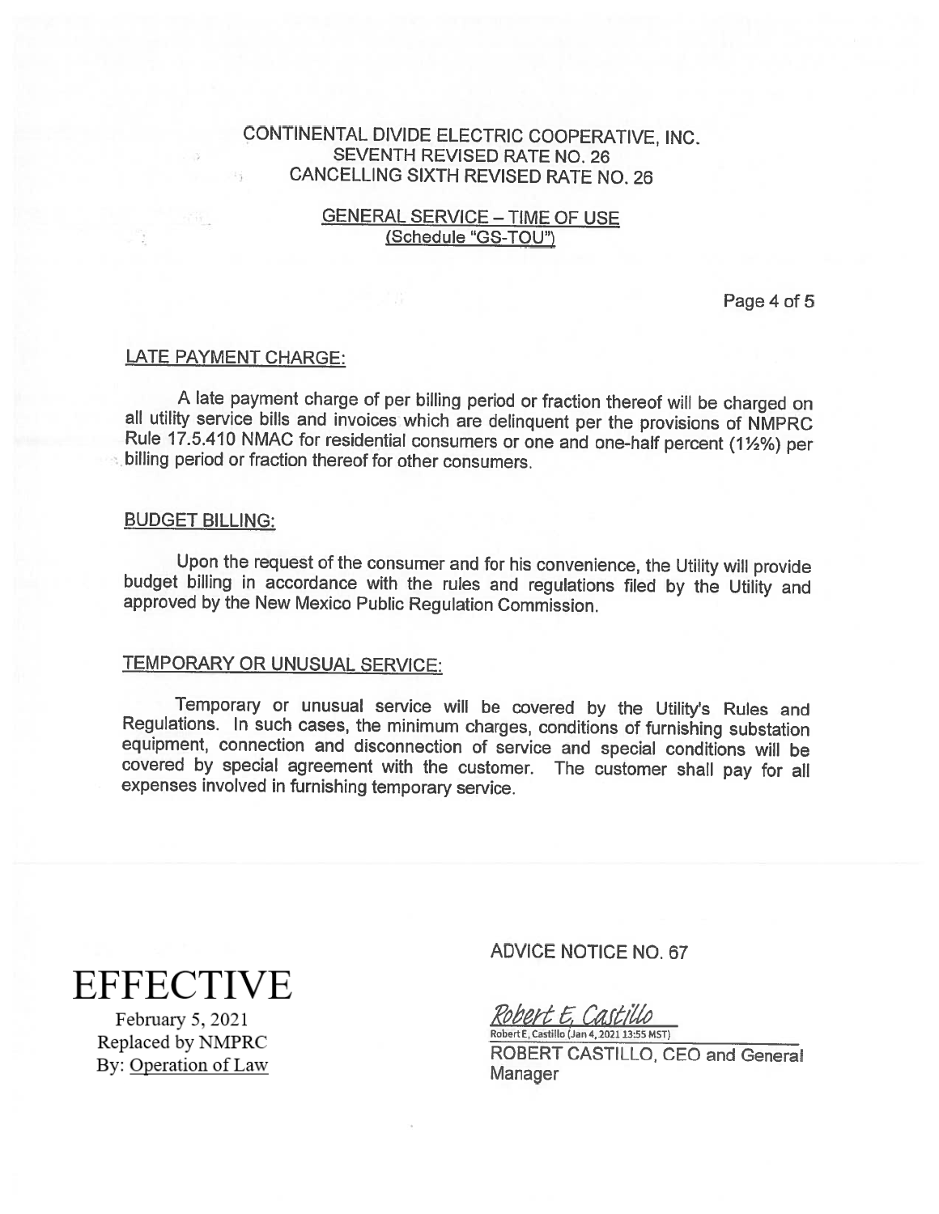CONTINENTAL DIVIDE ELECTRIC COOPERATIVE, INC.
SEVENTH REVISED RATE NO. 26
CANCELLING SIXTH REVISED RATE NO. 26

GENERAL SERVICE – TIME OF USE
(Schedule "GS-TOU")

## LATE PAYMENT CHARGE:

A late payment charge of per billing period or fraction thereof will be charged on all utility service bills and invoices which are delinquent per the provisions of NMPRC Rule 17.5.410 NMAC for residential consumers or one and one-half percent (1½%) per billing period or fraction thereof for other consumers.

## BUDGET BILLING:

Upon the request of the consumer and for his convenience, the Utility will provide budget billing in accordance with the rules and regulations filed by the Utility and approved by the New Mexico Public Regulation Commission.

## TEMPORARY OR UNUSUAL SERVICE:

Temporary or unusual service will be covered by the Utility's Rules and Regulations. In such cases, the minimum charges, conditions of furnishing substation equipment, connection and disconnection of service and special conditions will be covered by special agreement with the customer. The customer shall pay for all expenses involved in furnishing temporary service.

**EFFECTIVE**
February 5, 2021
Replaced by NMPRC
By: Operation of Law

ADVICE NOTICE NO. 67

Robert E. Castillo
Robert E. Castillo (Jan 4, 2021 13:55 MST)

ROBERT CASTILLO, CEO and General Manager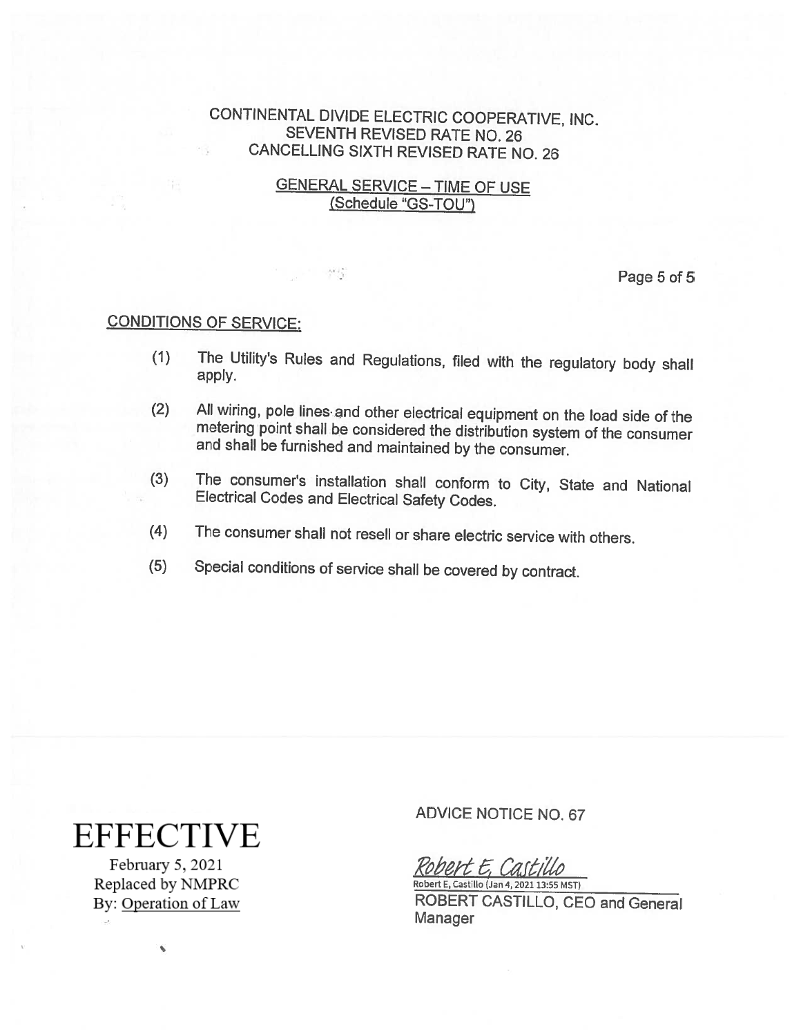CONTINENTAL DIVIDE ELECTRIC COOPERATIVE, INC.
SEVENTH REVISED RATE NO. 26
CANCELLING SIXTH REVISED RATE NO. 26

GENERAL SERVICE – TIME OF USE
(Schedule "GS-TOU")

## CONDITIONS OF SERVICE:

(1) The Utility's Rules and Regulations, filed with the regulatory body shall apply.

(2) All wiring, pole lines and other electrical equipment on the load side of the metering point shall be considered the distribution system of the consumer and shall be furnished and maintained by the consumer.

(3) The consumer's installation shall conform to City, State and National Electrical Codes and Electrical Safety Codes.

(4) The consumer shall not resell or share electric service with others.

(5) Special conditions of service shall be covered by contract.

**EFFECTIVE**
February 5, 2021
Replaced by NMPRC
By: Operation of Law

ADVICE NOTICE NO. 67

Robert E. Castillo
Robert E. Castillo (Jan 4, 2021 13:55 MST)
ROBERT CASTILLO, CEO and General Manager